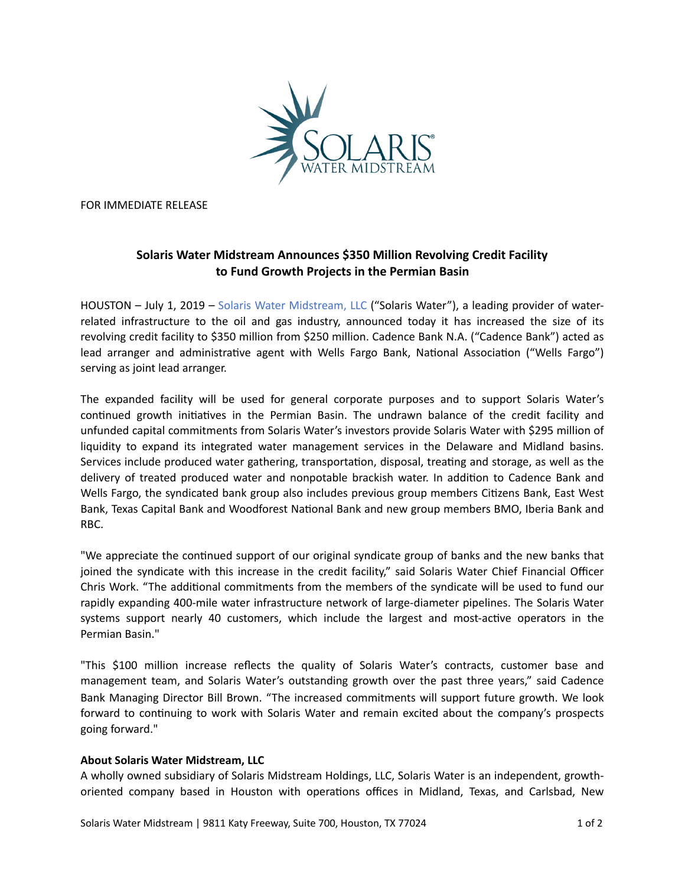FOR IMMEDIATE RELEASE

## Solaris Water Midstream Announces $350 Million Revolving Credit Facility to Fund Growth Projects in the Permian Basin

HOUSTON – July 1, 2019 – Solaris Water Midstream, LLC ("Solaris Water"), a leading provider of water-related infrastructure to the oil and gas industry, announced today it has increased the size of its revolving credit facility to $350 million from $250 million. Cadence Bank N.A. ("Cadence Bank") acted as lead arranger and administrative agent with Wells Fargo Bank, National Association ("Wells Fargo") serving as joint lead arranger.

The expanded facility will be used for general corporate purposes and to support Solaris Water's continued growth initiatives in the Permian Basin. The undrawn balance of the credit facility and unfunded capital commitments from Solaris Water's investors provide Solaris Water with $295 million of liquidity to expand its integrated water management services in the Delaware and Midland basins. Services include produced water gathering, transportation, disposal, treating and storage, as well as the delivery of treated produced water and nonpotable brackish water. In addition to Cadence Bank and Wells Fargo, the syndicated bank group also includes previous group members Citizens Bank, East West Bank, Texas Capital Bank and Woodforest National Bank and new group members BMO, Iberia Bank and RBC.

"We appreciate the continued support of our original syndicate group of banks and the new banks that joined the syndicate with this increase in the credit facility," said Solaris Water Chief Financial Officer Chris Work. "The additional commitments from the members of the syndicate will be used to fund our rapidly expanding 400-mile water infrastructure network of large-diameter pipelines. The Solaris Water systems support nearly 40 customers, which include the largest and most-active operators in the Permian Basin."

"This $100 million increase reflects the quality of Solaris Water's contracts, customer base and management team, and Solaris Water's outstanding growth over the past three years," said Cadence Bank Managing Director Bill Brown. "The increased commitments will support future growth. We look forward to continuing to work with Solaris Water and remain excited about the company's prospects going forward."

**About Solaris Water Midstream, LLC**

A wholly owned subsidiary of Solaris Midstream Holdings, LLC, Solaris Water is an independent, growth-oriented company based in Houston with operations offices in Midland, Texas, and Carlsbad, New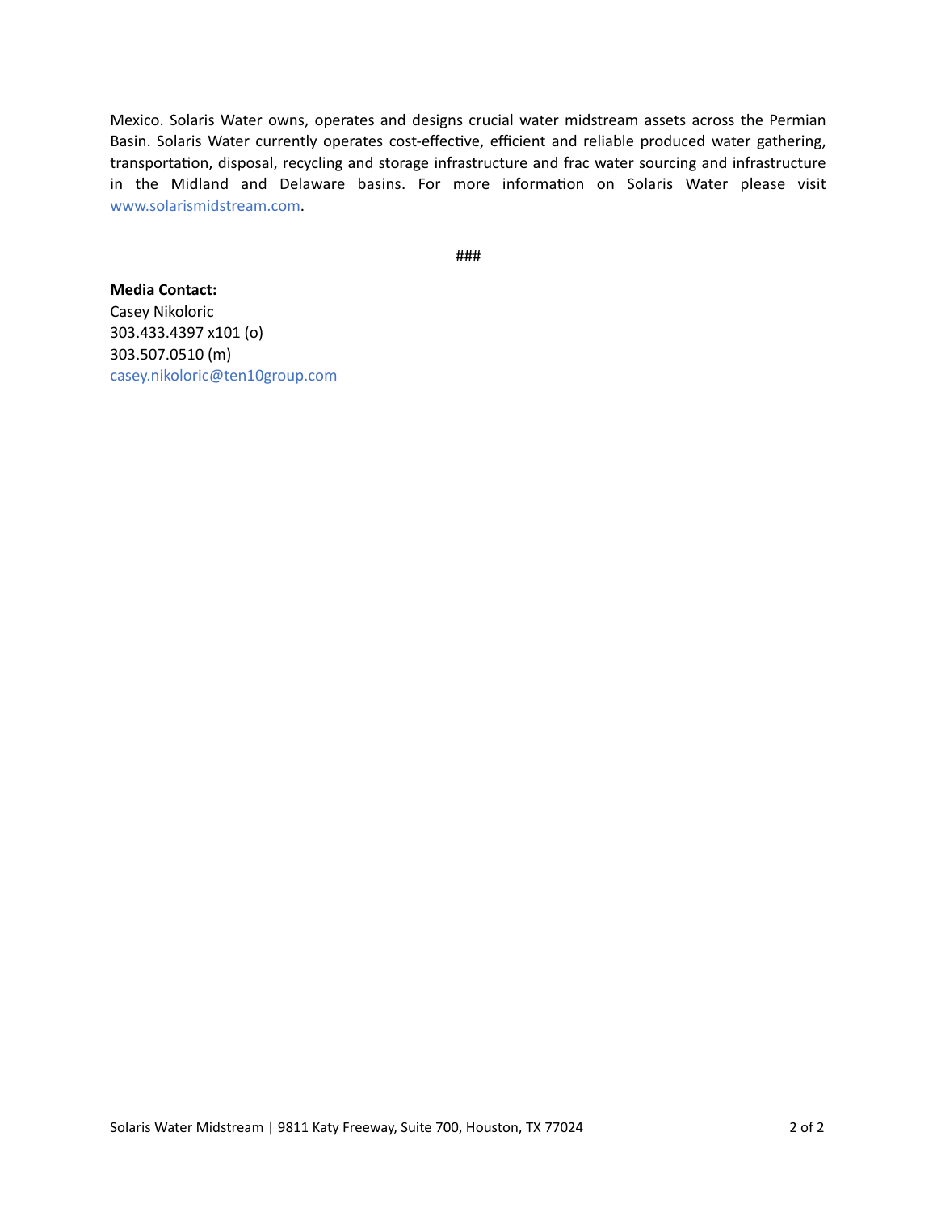Mexico. Solaris Water owns, operates and designs crucial water midstream assets across the Permian Basin. Solaris Water currently operates cost-effective, efficient and reliable produced water gathering, transportation, disposal, recycling and storage infrastructure and frac water sourcing and infrastructure in the Midland and Delaware basins. For more information on Solaris Water please visit www.solarismidstream.com.

###

**Media Contact:**
Casey Nikoloric
303.433.4397 x101 (o)
303.507.0510 (m)
casey.nikoloric@ten10group.com